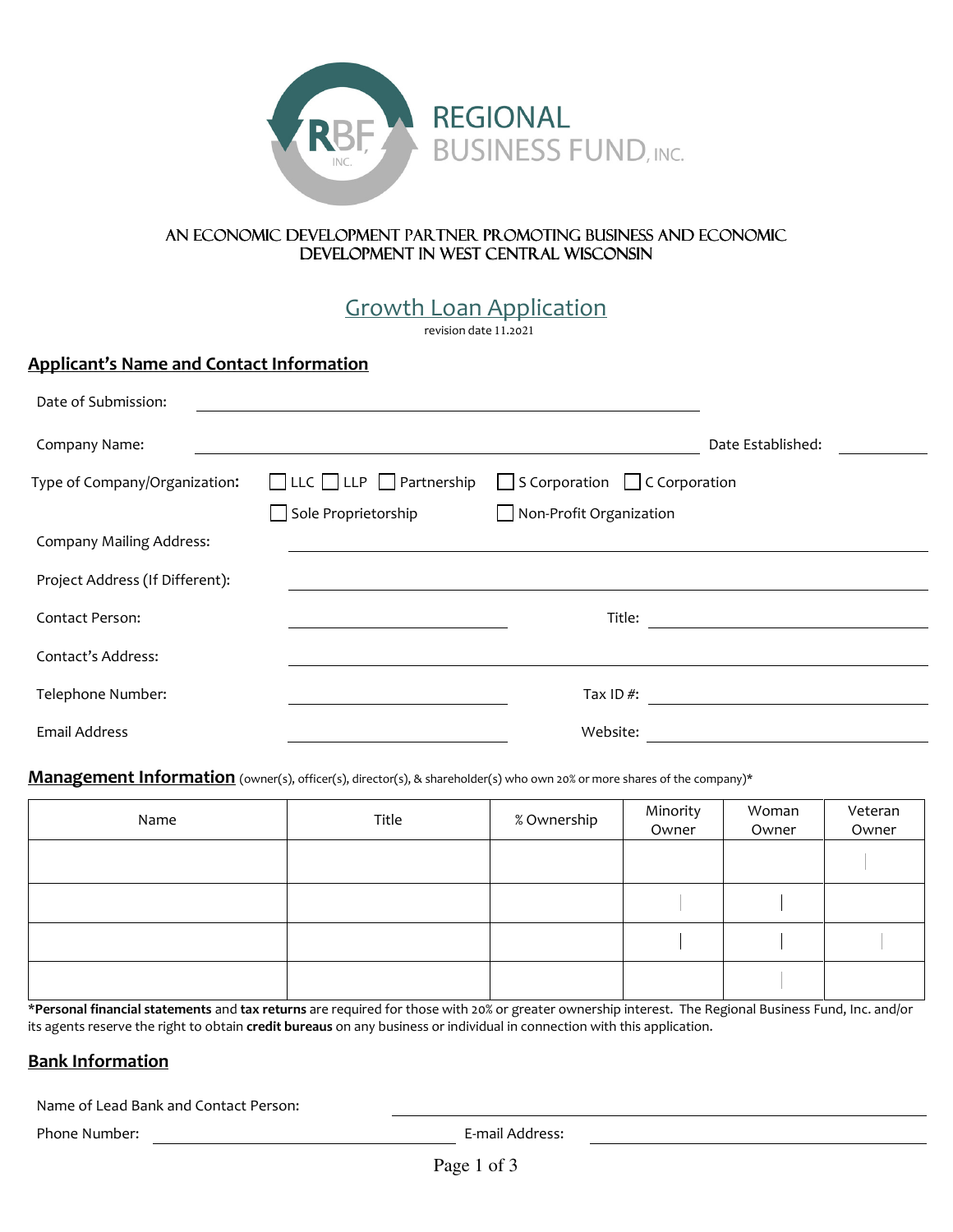# REGIONAL BUSINESS FUND, INC.

AN ECONOMIC DEVELOPMENT PARTNER PROMOTING BUSINESS AND ECONOMIC DEVELOPMENT IN WEST CENTRAL WISCONSIN

## Growth Loan Application

revision date 11.2021

### Applicant's Name and Contact Information

Date of Submission: ______________________________

Company Name: ______________________________ Date Established: __________

Type of Company/Organization: ☐ LLC ☐ LLP ☐ Partnership ☐ S Corporation ☐ C Corporation ☐ Sole Proprietorship ☐ Non-Profit Organization

Company Mailing Address: ______________________________

Project Address (If Different): ______________________________

Contact Person: ______________________ Title: ______________________

Contact's Address: ______________________________

Telephone Number: ______________________ Tax ID #: ______________________

Email Address ______________________ Website: ______________________

### Management Information (owner(s), officer(s), director(s), & shareholder(s) who own 20% or more shares of the company)*

| Name | Title | % Ownership | Minority Owner | Woman Owner | Veteran Owner |
|---|---|---|---|---|---|
| | | | | | |
| | | | | | |
| | | | | | |
| | | | | | |

***Personal financial statements** and **tax returns** are required for those with 20% or greater ownership interest. The Regional Business Fund, Inc. and/or its agents reserve the right to obtain **credit bureaus** on any business or individual in connection with this application.

### Bank Information

Name of Lead Bank and Contact Person: ______________________________

Phone Number: ______________________ E-mail Address: ______________________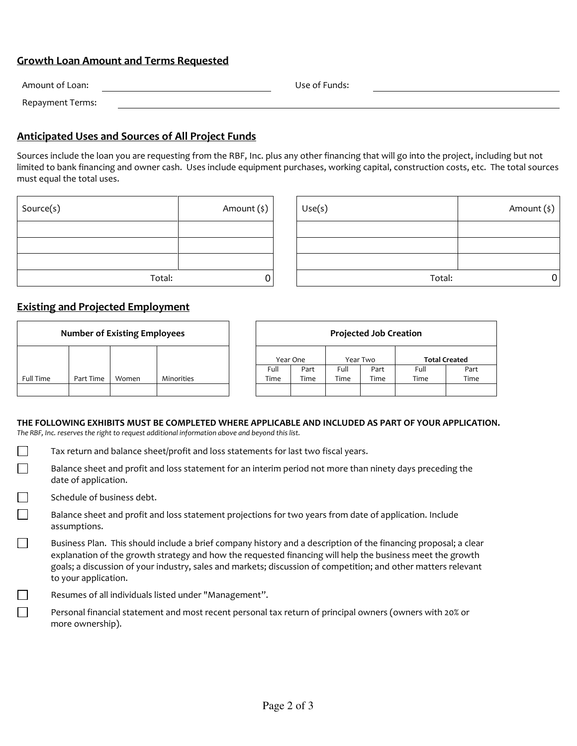## Growth Loan Amount and Terms Requested

Amount of Loan: ______________________ Use of Funds: ______________________

Repayment Terms: ______________________________________________

## Anticipated Uses and Sources of All Project Funds

Sources include the loan you are requesting from the RBF, Inc. plus any other financing that will go into the project, including but not limited to bank financing and owner cash. Uses include equipment purchases, working capital, construction costs, etc. The total sources must equal the total uses.

| Source(s) | Amount ($) |
|---|---|
| | |
| | |
| | |
| Total: | 0 |

| Use(s) | Amount ($) |
|---|---|
| | |
| | |
| | |
| Total: | 0 |

## Existing and Projected Employment

| Number of Existing Employees | | | |
|---|---|---|---|
| Full Time | Part Time | Women | Minorities |
| | | | |

| Projected Job Creation | | | | | |
|---|---|---|---|---|---|
| Year One | | Year Two | | **Total Created** | |
| Full Time | Part Time | Full Time | Part Time | Full Time | Part Time |
| | | | | | |

**THE FOLLOWING EXHIBITS MUST BE COMPLETED WHERE APPLICABLE AND INCLUDED AS PART OF YOUR APPLICATION.**
*The RBF, Inc. reserves the right to request additional information above and beyond this list.*

- ☐ Tax return and balance sheet/profit and loss statements for last two fiscal years.
- ☐ Balance sheet and profit and loss statement for an interim period not more than ninety days preceding the date of application.
- ☐ Schedule of business debt.
- ☐ Balance sheet and profit and loss statement projections for two years from date of application. Include assumptions.
- ☐ Business Plan. This should include a brief company history and a description of the financing proposal; a clear explanation of the growth strategy and how the requested financing will help the business meet the growth goals; a discussion of your industry, sales and markets; discussion of competition; and other matters relevant to your application.
- ☐ Resumes of all individuals listed under "Management".
- ☐ Personal financial statement and most recent personal tax return of principal owners (owners with 20% or more ownership).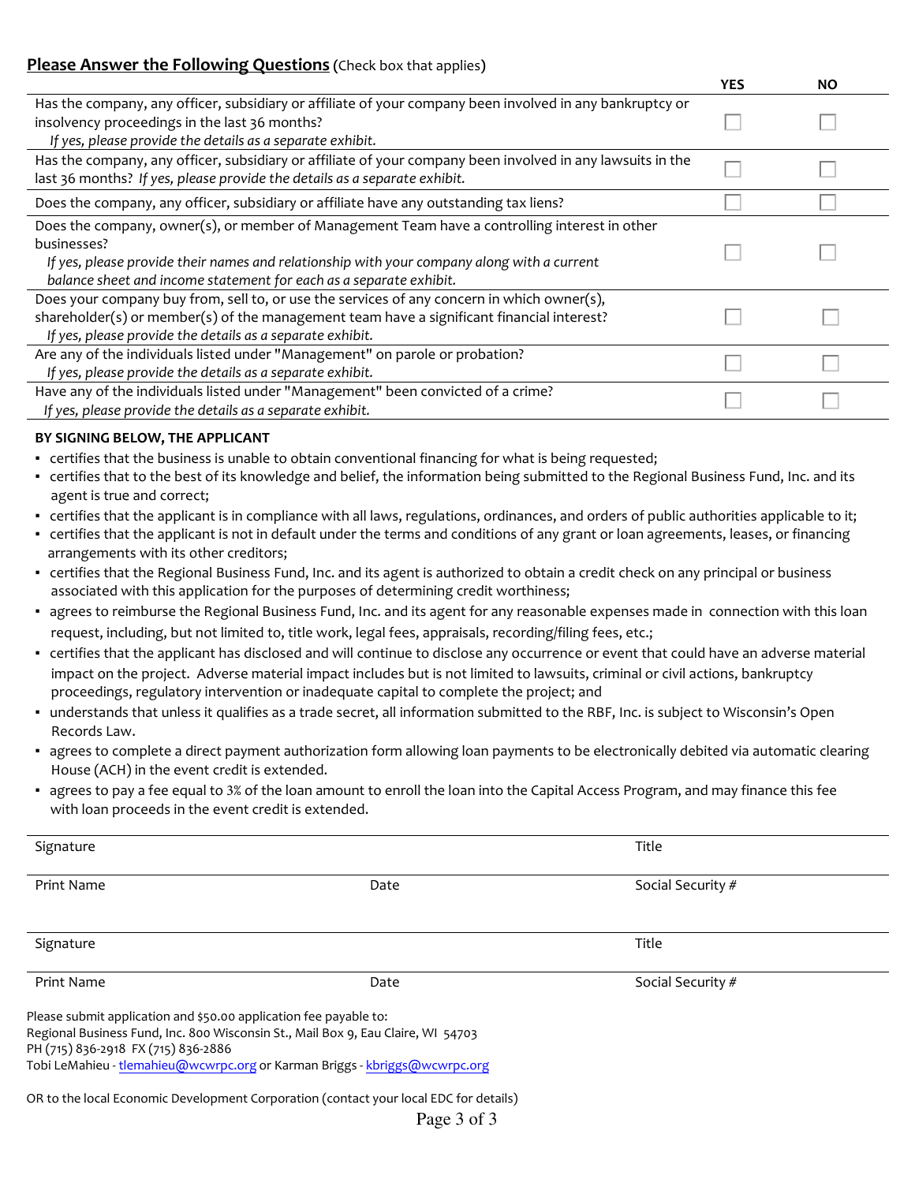**Please Answer the Following Questions** (Check box that applies)

| | YES | NO |
|---|---|---|
| Has the company, any officer, subsidiary or affiliate of your company been involved in any bankruptcy or insolvency proceedings in the last 36 months? *If yes, please provide the details as a separate exhibit.* | ☐ | ☐ |
| Has the company, any officer, subsidiary or affiliate of your company been involved in any lawsuits in the last 36 months? *If yes, please provide the details as a separate exhibit.* | ☐ | ☐ |
| Does the company, any officer, subsidiary or affiliate have any outstanding tax liens? | ☐ | ☐ |
| Does the company, owner(s), or member of Management Team have a controlling interest in other businesses? *If yes, please provide their names and relationship with your company along with a current balance sheet and income statement for each as a separate exhibit.* | ☐ | ☐ |
| Does your company buy from, sell to, or use the services of any concern in which owner(s), shareholder(s) or member(s) of the management team have a significant financial interest? *If yes, please provide the details as a separate exhibit.* | ☐ | ☐ |
| Are any of the individuals listed under "Management" on parole or probation? *If yes, please provide the details as a separate exhibit.* | ☐ | ☐ |
| Have any of the individuals listed under "Management" been convicted of a crime? *If yes, please provide the details as a separate exhibit.* | ☐ | ☐ |

**BY SIGNING BELOW, THE APPLICANT**

- certifies that the business is unable to obtain conventional financing for what is being requested;
- certifies that to the best of its knowledge and belief, the information being submitted to the Regional Business Fund, Inc. and its agent is true and correct;
- certifies that the applicant is in compliance with all laws, regulations, ordinances, and orders of public authorities applicable to it;
- certifies that the applicant is not in default under the terms and conditions of any grant or loan agreements, leases, or financing arrangements with its other creditors;
- certifies that the Regional Business Fund, Inc. and its agent is authorized to obtain a credit check on any principal or business associated with this application for the purposes of determining credit worthiness;
- agrees to reimburse the Regional Business Fund, Inc. and its agent for any reasonable expenses made in connection with this loan request, including, but not limited to, title work, legal fees, appraisals, recording/filing fees, etc.;
- certifies that the applicant has disclosed and will continue to disclose any occurrence or event that could have an adverse material impact on the project. Adverse material impact includes but is not limited to lawsuits, criminal or civil actions, bankruptcy proceedings, regulatory intervention or inadequate capital to complete the project; and
- understands that unless it qualifies as a trade secret, all information submitted to the RBF, Inc. is subject to Wisconsin's Open Records Law.
- agrees to complete a direct payment authorization form allowing loan payments to be electronically debited via automatic clearing House (ACH) in the event credit is extended.
- agrees to pay a fee equal to 3% of the loan amount to enroll the loan into the Capital Access Program, and may finance this fee with loan proceeds in the event credit is extended.

| | | |
|---|---|---|
| Signature | | Title |
| Print Name | Date | Social Security # |

| | | |
|---|---|---|
| Signature | | Title |
| Print Name | Date | Social Security # |

Please submit application and $50.00 application fee payable to:
Regional Business Fund, Inc. 800 Wisconsin St., Mail Box 9, Eau Claire, WI 54703
PH (715) 836-2918 FX (715) 836-2886
Tobi LeMahieu - tlemahieu@wcwrpc.org or Karman Briggs - kbriggs@wcwrpc.org

OR to the local Economic Development Corporation (contact your local EDC for details)